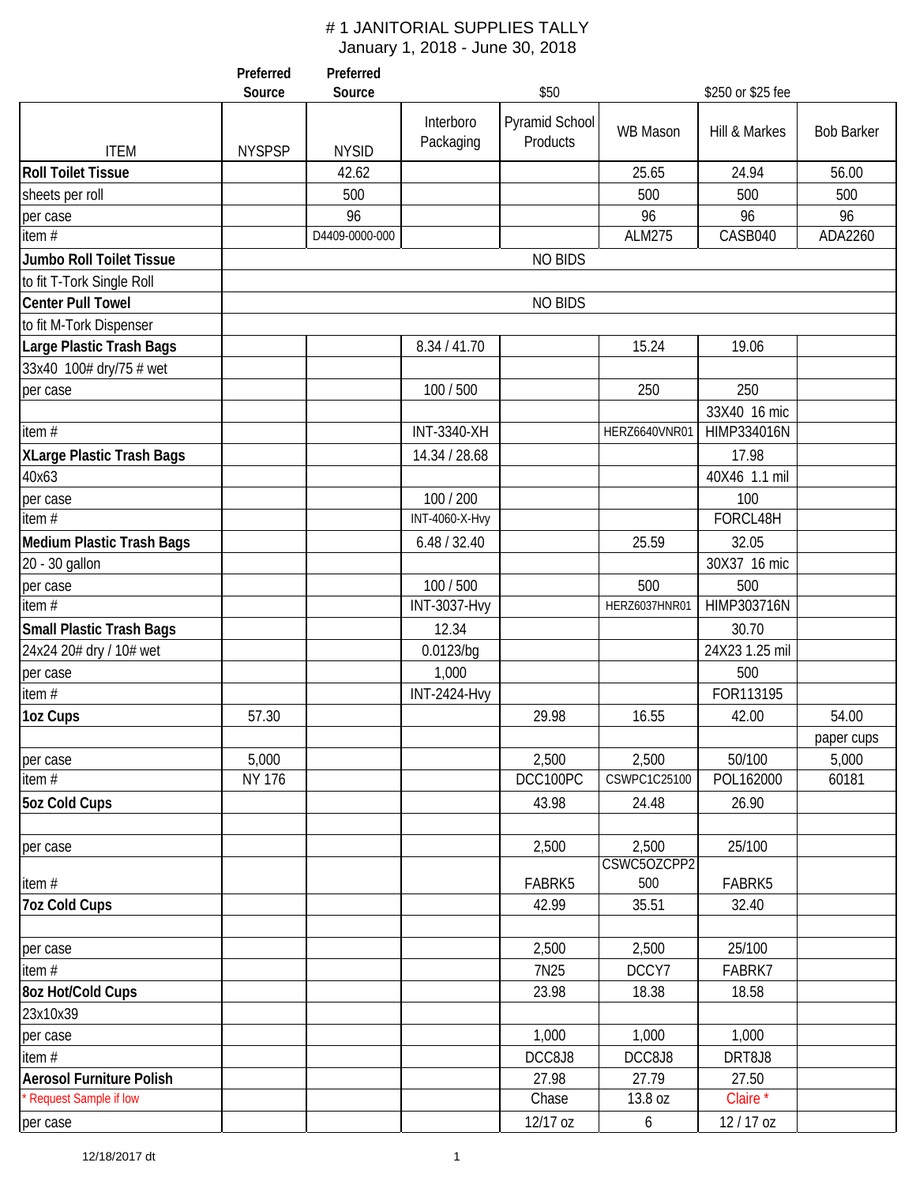# # 1 JANITORIAL SUPPLIES TALLY

January 1, 2018 - June 30, 2018

| | Preferred Source | Preferred Source | | $50 | | $250 or $25 fee | |
|---|---|---|---|---|---|---|---|
| ITEM | NYSPSP | NYSID | Interboro Packaging | Pyramid School Products | WB Mason | Hill & Markes | Bob Barker |
| **Roll Toilet Tissue** | | 42.62 | | | 25.65 | 24.94 | 56.00 |
| sheets per roll | | 500 | | | 500 | 500 | 500 |
| per case | | 96 | | | 96 | 96 | 96 |
| item # | | D4409-0000-000 | | | ALM275 | CASB040 | ADA2260 |
| **Jumbo Roll Toilet Tissue** | NO BIDS | | | | | | |
| to fit T-Tork Single Roll | | | | | | | |
| **Center Pull Towel** | NO BIDS | | | | | | |
| to fit M-Tork Dispenser | | | | | | | |
| **Large Plastic Trash Bags** | | | 8.34 / 41.70 | | 15.24 | 19.06 | |
| 33x40 100# dry/75 # wet | | | | | | | |
| per case | | | 100 / 500 | | 250 | 250 | |
| | | | | | | 33X40 16 mic | |
| item # | | | INT-3340-XH | | HERZ6640VNR01 | HIMP334016N | |
| **XLarge Plastic Trash Bags** | | | 14.34 / 28.68 | | | 17.98 | |
| 40x63 | | | | | | 40X46 1.1 mil | |
| per case | | | 100 / 200 | | | 100 | |
| item # | | | INT-4060-X-Hvy | | | FORCL48H | |
| **Medium Plastic Trash Bags** | | | 6.48 / 32.40 | | 25.59 | 32.05 | |
| 20 - 30 gallon | | | | | | 30X37 16 mic | |
| per case | | | 100 / 500 | | 500 | 500 | |
| item # | | | INT-3037-Hvy | | HERZ6037HNR01 | HIMP303716N | |
| **Small Plastic Trash Bags** | | | 12.34 | | | 30.70 | |
| 24x24 20# dry / 10# wet | | | 0.0123/bg | | | 24X23 1.25 mil | |
| per case | | | 1,000 | | | 500 | |
| item # | | | INT-2424-Hvy | | | FOR113195 | |
| **1oz Cups** | 57.30 | | | 29.98 | 16.55 | 42.00 | 54.00 |
| | | | | | | | paper cups |
| per case | 5,000 | | | 2,500 | 2,500 | 50/100 | 5,000 |
| item # | NY 176 | | | DCC100PC | CSWPC1C25100 | POL162000 | 60181 |
| **5oz Cold Cups** | | | | 43.98 | 24.48 | 26.90 | |
| | | | | | | | |
| per case | | | | 2,500 | 2,500 | 25/100 | |
| item # | | | | FABRK5 | CSWC5OZCPP2500 | FABRK5 | |
| **7oz Cold Cups** | | | | 42.99 | 35.51 | 32.40 | |
| | | | | | | | |
| per case | | | | 2,500 | 2,500 | 25/100 | |
| item # | | | | 7N25 | DCCY7 | FABRK7 | |
| **8oz Hot/Cold Cups** | | | | 23.98 | 18.38 | 18.58 | |
| 23x10x39 | | | | | | | |
| per case | | | | 1,000 | 1,000 | 1,000 | |
| item # | | | | DCC8J8 | DCC8J8 | DRT8J8 | |
| **Aerosol Furniture Polish** | | | | 27.98 | 27.79 | 27.50 | |
| * Request Sample if low | | | | Chase | 13.8 oz | Claire * | |
| per case | | | | 12/17 oz | 6 | 12 / 17 oz | |

12/18/2017 dt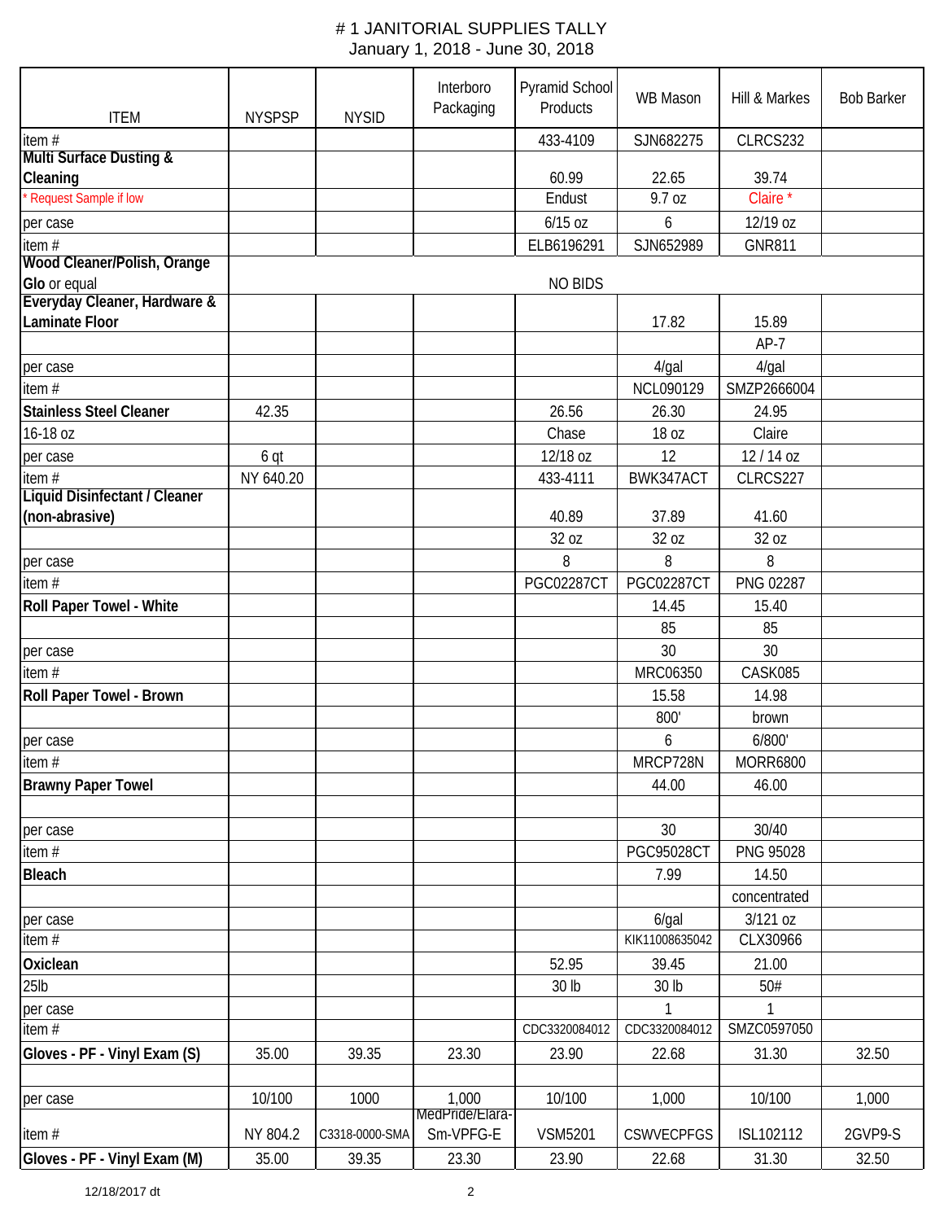# # 1 JANITORIAL SUPPLIES TALLY
January 1, 2018 - June 30, 2018

| ITEM | NYSPSP | NYSID | Interboro Packaging | Pyramid School Products | WB Mason | Hill & Markes | Bob Barker |
|---|---|---|---|---|---|---|---|
| item # | | | | 433-4109 | SJN682275 | CLRCS232 | |
| **Multi Surface Dusting & Cleaning** | | | | 60.99 | 22.65 | 39.74 | |
| * Request Sample if low | | | | Endust | 9.7 oz | Claire * | |
| per case | | | | 6/15 oz | 6 | 12/19 oz | |
| item # | | | | ELB6196291 | SJN652989 | GNR811 | |
| **Wood Cleaner/Polish, Orange Glo** or equal | | | | NO BIDS | | | |
| **Everyday Cleaner, Hardware & Laminate Floor** | | | | | 17.82 | 15.89 | |
| | | | | | | AP-7 | |
| per case | | | | | 4/gal | 4/gal | |
| item # | | | | | NCL090129 | SMZP2666004 | |
| **Stainless Steel Cleaner** | 42.35 | | | 26.56 | 26.30 | 24.95 | |
| 16-18 oz | | | | Chase | 18 oz | Claire | |
| per case | 6 qt | | | 12/18 oz | 12 | 12 / 14 oz | |
| item # | NY 640.20 | | | 433-4111 | BWK347ACT | CLRCS227 | |
| **Liquid Disinfectant / Cleaner (non-abrasive)** | | | | 40.89 | 37.89 | 41.60 | |
| | | | | 32 oz | 32 oz | 32 oz | |
| per case | | | | 8 | 8 | 8 | |
| item # | | | | PGC02287CT | PGC02287CT | PNG 02287 | |
| **Roll Paper Towel - White** | | | | | 14.45 | 15.40 | |
| | | | | | 85 | 85 | |
| per case | | | | | 30 | 30 | |
| item # | | | | | MRC06350 | CASK085 | |
| **Roll Paper Towel - Brown** | | | | | 15.58 | 14.98 | |
| | | | | | 800' | brown | |
| per case | | | | | 6 | 6/800' | |
| item # | | | | | MRCP728N | MORR6800 | |
| **Brawny Paper Towel** | | | | | 44.00 | 46.00 | |
| | | | | | | | |
| per case | | | | | 30 | 30/40 | |
| item # | | | | | PGC95028CT | PNG 95028 | |
| **Bleach** | | | | | 7.99 | 14.50 | |
| | | | | | | concentrated | |
| per case | | | | | 6/gal | 3/121 oz | |
| item # | | | | | KIK11008635042 | CLX30966 | |
| **Oxiclean** | | | | 52.95 | 39.45 | 21.00 | |
| 25lb | | | | 30 lb | 30 lb | 50# | |
| per case | | | | | 1 | 1 | |
| item # | | | | CDC3320084012 | CDC3320084012 | SMZC0597050 | |
| **Gloves - PF - Vinyl Exam (S)** | 35.00 | 39.35 | 23.30 | 23.90 | 22.68 | 31.30 | 32.50 |
| | | | | | | | |
| per case | 10/100 | 1000 | 1,000 | 10/100 | 1,000 | 10/100 | 1,000 |
| item # | NY 804.2 | C3318-0000-SMA | MedPride/Elara-Sm-VPFG-E | VSM5201 | CSWVECPFGS | ISL102112 | 2GVP9-S |
| **Gloves - PF - Vinyl Exam (M)** | 35.00 | 39.35 | 23.30 | 23.90 | 22.68 | 31.30 | 32.50 |

12/18/2017 dt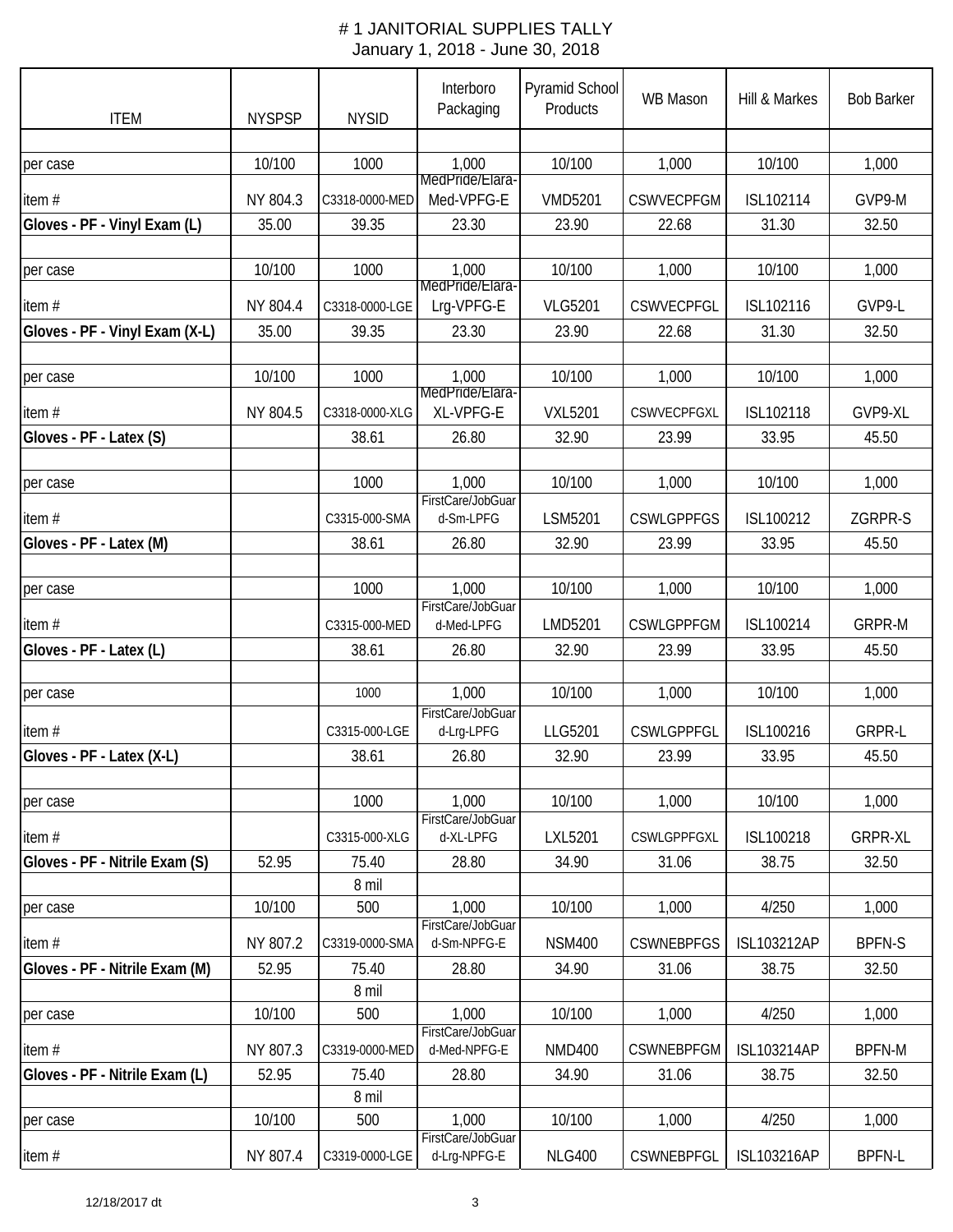# # 1 JANITORIAL SUPPLIES TALLY

January 1, 2018 - June 30, 2018

| ITEM | NYSPSP | NYSID | Interboro Packaging | Pyramid School Products | WB Mason | Hill & Markes | Bob Barker |
|---|---|---|---|---|---|---|---|
| | | | | | | | |
| per case | 10/100 | 1000 | 1,000 | 10/100 | 1,000 | 10/100 | 1,000 |
| item # | NY 804.3 | C3318-0000-MED | MedPride/Elara-Med-VPFG-E | VMD5201 | CSWVECPFGM | ISL102114 | GVP9-M |
| **Gloves - PF - Vinyl Exam (L)** | 35.00 | 39.35 | 23.30 | 23.90 | 22.68 | 31.30 | 32.50 |
| | | | | | | | |
| per case | 10/100 | 1000 | 1,000 | 10/100 | 1,000 | 10/100 | 1,000 |
| item # | NY 804.4 | C3318-0000-LGE | MedPride/Elara-Lrg-VPFG-E | VLG5201 | CSWVECPFGL | ISL102116 | GVP9-L |
| **Gloves - PF - Vinyl Exam (X-L)** | 35.00 | 39.35 | 23.30 | 23.90 | 22.68 | 31.30 | 32.50 |
| | | | | | | | |
| per case | 10/100 | 1000 | 1,000 | 10/100 | 1,000 | 10/100 | 1,000 |
| item # | NY 804.5 | C3318-0000-XLG | MedPride/Elara-XL-VPFG-E | VXL5201 | CSWVECPFGXL | ISL102118 | GVP9-XL |
| **Gloves - PF - Latex (S)** | | 38.61 | 26.80 | 32.90 | 23.99 | 33.95 | 45.50 |
| | | | | | | | |
| per case | | 1000 | 1,000 | 10/100 | 1,000 | 10/100 | 1,000 |
| item # | | C3315-000-SMA | FirstCare/JobGuard-Sm-LPFG | LSM5201 | CSWLGPPFGS | ISL100212 | ZGRPR-S |
| **Gloves - PF - Latex (M)** | | 38.61 | 26.80 | 32.90 | 23.99 | 33.95 | 45.50 |
| | | | | | | | |
| per case | | 1000 | 1,000 | 10/100 | 1,000 | 10/100 | 1,000 |
| item # | | C3315-000-MED | FirstCare/JobGuard-Med-LPFG | LMD5201 | CSWLGPPFGM | ISL100214 | GRPR-M |
| **Gloves - PF - Latex (L)** | | 38.61 | 26.80 | 32.90 | 23.99 | 33.95 | 45.50 |
| | | | | | | | |
| per case | | 1000 | 1,000 | 10/100 | 1,000 | 10/100 | 1,000 |
| item # | | C3315-000-LGE | FirstCare/JobGuard-Lrg-LPFG | LLG5201 | CSWLGPPFGL | ISL100216 | GRPR-L |
| **Gloves - PF - Latex (X-L)** | | 38.61 | 26.80 | 32.90 | 23.99 | 33.95 | 45.50 |
| | | | | | | | |
| per case | | 1000 | 1,000 | 10/100 | 1,000 | 10/100 | 1,000 |
| item # | | C3315-000-XLG | FirstCare/JobGuard-XL-LPFG | LXL5201 | CSWLGPPFGXL | ISL100218 | GRPR-XL |
| **Gloves - PF - Nitrile Exam (S)** | 52.95 | 75.40 | 28.80 | 34.90 | 31.06 | 38.75 | 32.50 |
| | | 8 mil | | | | | |
| per case | 10/100 | 500 | 1,000 | 10/100 | 1,000 | 4/250 | 1,000 |
| item # | NY 807.2 | C3319-0000-SMA | FirstCare/JobGuard-Sm-NPFG-E | NSM400 | CSWNEBPFGS | ISL103212AP | BPFN-S |
| **Gloves - PF - Nitrile Exam (M)** | 52.95 | 75.40 | 28.80 | 34.90 | 31.06 | 38.75 | 32.50 |
| | | 8 mil | | | | | |
| per case | 10/100 | 500 | 1,000 | 10/100 | 1,000 | 4/250 | 1,000 |
| item # | NY 807.3 | C3319-0000-MED | FirstCare/JobGuard-Med-NPFG-E | NMD400 | CSWNEBPFGM | ISL103214AP | BPFN-M |
| **Gloves - PF - Nitrile Exam (L)** | 52.95 | 75.40 | 28.80 | 34.90 | 31.06 | 38.75 | 32.50 |
| | | 8 mil | | | | | |
| per case | 10/100 | 500 | 1,000 | 10/100 | 1,000 | 4/250 | 1,000 |
| item # | NY 807.4 | C3319-0000-LGE | FirstCare/JobGuard-Lrg-NPFG-E | NLG400 | CSWNEBPFGL | ISL103216AP | BPFN-L |

12/18/2017 dt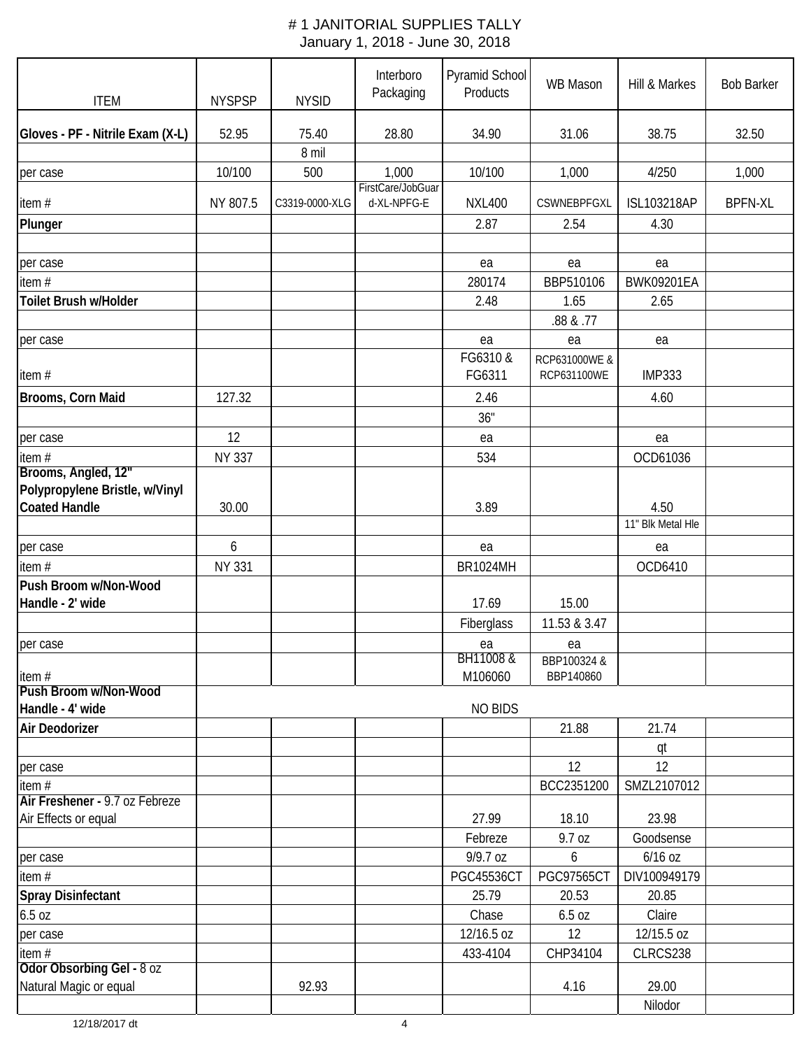# # 1 JANITORIAL SUPPLIES TALLY

January 1, 2018 - June 30, 2018

| ITEM | NYSPSP | NYSID | Interboro Packaging | Pyramid School Products | WB Mason | Hill & Markes | Bob Barker |
|---|---|---|---|---|---|---|---|
| **Gloves - PF - Nitrile Exam (X-L)** | 52.95 | 75.40 | 28.80 | 34.90 | 31.06 | 38.75 | 32.50 |
| | | 8 mil | | | | | |
| per case | 10/100 | 500 | 1,000 | 10/100 | 1,000 | 4/250 | 1,000 |
| item # | NY 807.5 | C3319-0000-XLG | FirstCare/JobGuard-XL-NPFG-E | NXL400 | CSWNEBPFGXL | ISL103218AP | BPFN-XL |
| **Plunger** | | | | 2.87 | 2.54 | 4.30 | |
| | | | | | | | |
| per case | | | | ea | ea | ea | |
| item # | | | | 280174 | BBP510106 | BWK09201EA | |
| **Toilet Brush w/Holder** | | | | 2.48 | 1.65 | 2.65 | |
| | | | | | .88 & .77 | | |
| per case | | | | ea | ea | ea | |
| item # | | | | FG6310 & FG6311 | RCP631000WE & RCP631100WE | IMP333 | |
| **Brooms, Corn Maid** | 127.32 | | | 2.46 | | 4.60 | |
| | | | | 36" | | | |
| per case | 12 | | | ea | | ea | |
| item # | NY 337 | | | 534 | | OCD61036 | |
| **Brooms, Angled, 12" Polypropylene Bristle, w/Vinyl Coated Handle** | 30.00 | | | 3.89 | | 4.50 | |
| | | | | | | 11" Blk Metal Hle | |
| per case | 6 | | | ea | | ea | |
| item # | NY 331 | | | BR1024MH | | OCD6410 | |
| **Push Broom w/Non-Wood Handle - 2' wide** | | | | 17.69 | 15.00 | | |
| | | | | Fiberglass | 11.53 & 3.47 | | |
| per case | | | | ea | ea | | |
| item # | | | | BH11008 & M106060 | BBP100324 & BBP140860 | | |
| **Push Broom w/Non-Wood Handle - 4' wide** | NO BIDS | | | | | | |
| **Air Deodorizer** | | | | | 21.88 | 21.74 | |
| | | | | | | qt | |
| per case | | | | | 12 | 12 | |
| item # | | | | | BCC2351200 | SMZL2107012 | |
| **Air Freshener -** 9.7 oz Febreze Air Effects or equal | | | | 27.99 | 18.10 | 23.98 | |
| | | | | Febreze | 9.7 oz | Goodsense | |
| per case | | | | 9/9.7 oz | 6 | 6/16 oz | |
| item # | | | | PGC45536CT | PGC97565CT | DIV100949179 | |
| **Spray Disinfectant** | | | | 25.79 | 20.53 | 20.85 | |
| 6.5 oz | | | | Chase | 6.5 oz | Claire | |
| per case | | | | 12/16.5 oz | 12 | 12/15.5 oz | |
| item # | | | | 433-4104 | CHP34104 | CLRCS238 | |
| **Odor Obsorbing Gel -** 8 oz Natural Magic or equal | | 92.93 | | | 4.16 | 29.00 | |
| | | | | | | Nilodor | |

12/18/2017 dt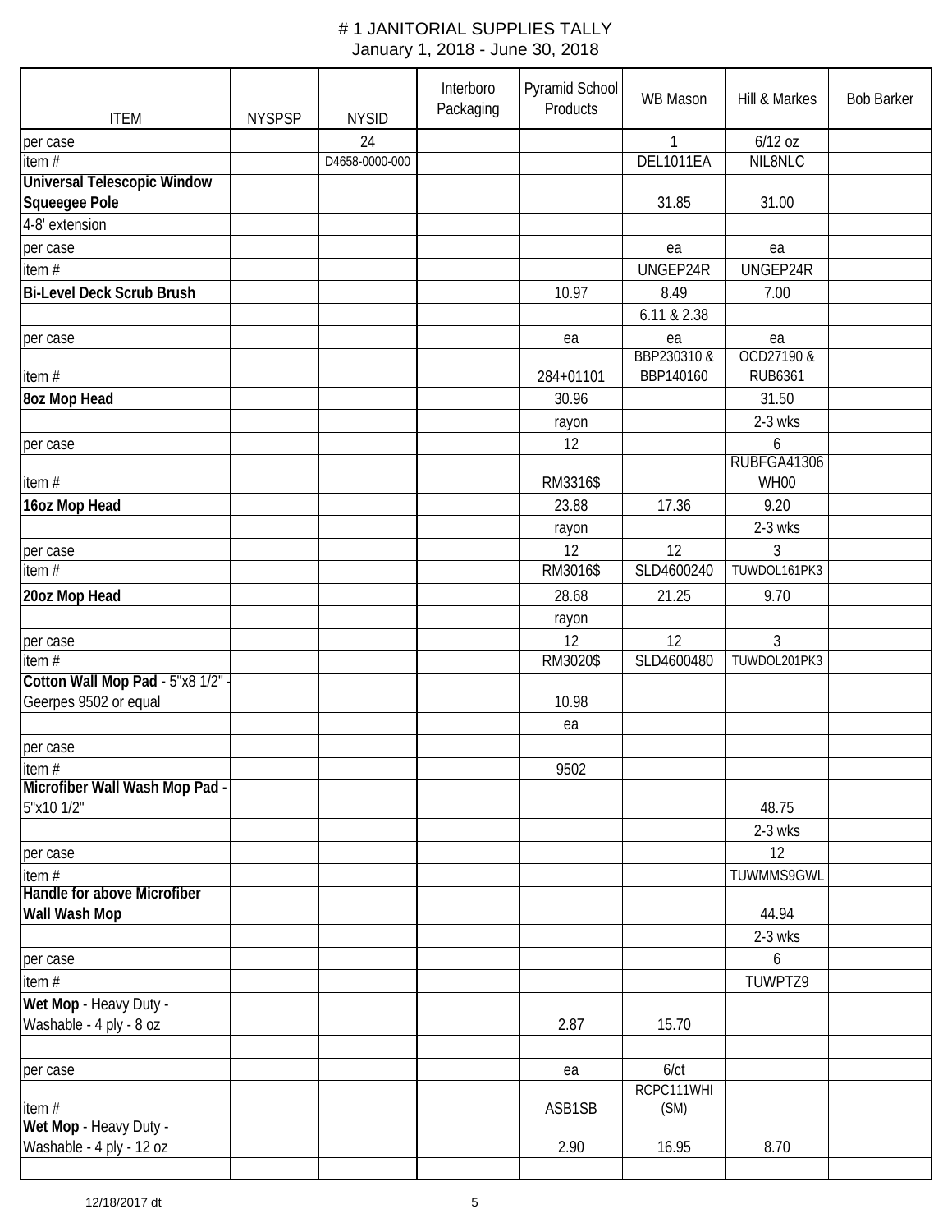# # 1 JANITORIAL SUPPLIES TALLY

January 1, 2018 - June 30, 2018

| ITEM | NYSPSP | NYSID | Interboro Packaging | Pyramid School Products | WB Mason | Hill & Markes | Bob Barker |
|---|---|---|---|---|---|---|---|
| per case | | 24 | | | 1 | 6/12 oz | |
| item # | | D4658-0000-000 | | | DEL1011EA | NIL8NLC | |
| **Universal Telescopic Window Squeegee Pole** | | | | | 31.85 | 31.00 | |
| 4-8' extension | | | | | | | |
| per case | | | | | ea | ea | |
| item # | | | | | UNGEP24R | UNGEP24R | |
| **Bi-Level Deck Scrub Brush** | | | | 10.97 | 8.49 | 7.00 | |
| | | | | | 6.11 & 2.38 | | |
| per case | | | | ea | ea | ea | |
| item # | | | | 284+01101 | BBP230310 & BBP140160 | OCD27190 & RUB6361 | |
| **8oz Mop Head** | | | | 30.96 | | 31.50 | |
| | | | | rayon | | 2-3 wks | |
| per case | | | | 12 | | 6 | |
| item # | | | | RM3316$ | | RUBFGA41306WH00 | |
| **16oz Mop Head** | | | | 23.88 | 17.36 | 9.20 | |
| | | | | rayon | | 2-3 wks | |
| per case | | | | 12 | 12 | 3 | |
| item # | | | | RM3016$ | SLD4600240 | TUWDOL161PK3 | |
| **20oz Mop Head** | | | | 28.68 | 21.25 | 9.70 | |
| | | | | rayon | | | |
| per case | | | | 12 | 12 | 3 | |
| item # | | | | RM3020$ | SLD4600480 | TUWDOL201PK3 | |
| **Cotton Wall Mop Pad -** 5"x8 1/2" - Geerpes 9502 or equal | | | | 10.98 | | | |
| | | | | ea | | | |
| per case | | | | | | | |
| item # | | | | 9502 | | | |
| **Microfiber Wall Wash Mop Pad -** 5"x10 1/2" | | | | | | 48.75 | |
| | | | | | | 2-3 wks | |
| per case | | | | | | 12 | |
| item # | | | | | | TUWMMS9GWL | |
| **Handle for above Microfiber Wall Wash Mop** | | | | | | 44.94 | |
| | | | | | | 2-3 wks | |
| per case | | | | | | 6 | |
| item # | | | | | | TUWPTZ9 | |
| **Wet Mop** - Heavy Duty - Washable - 4 ply - 8 oz | | | | 2.87 | 15.70 | | |
| | | | | | | | |
| per case | | | | ea | 6/ct | | |
| item # | | | | ASB1SB | RCPC111WHI (SM) | | |
| **Wet Mop** - Heavy Duty - Washable - 4 ply - 12 oz | | | | 2.90 | 16.95 | 8.70 | |
| | | | | | | | |

12/18/2017 dt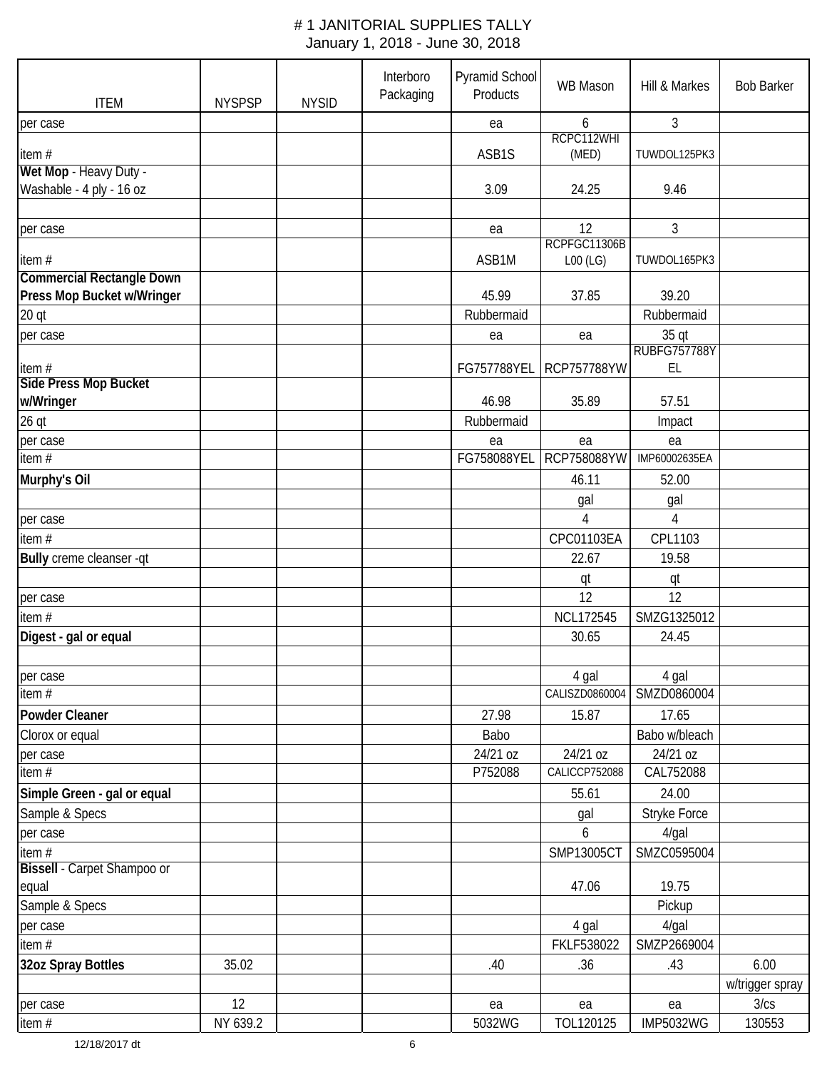# # 1 JANITORIAL SUPPLIES TALLY

January 1, 2018 - June 30, 2018

| ITEM | NYSPSP | NYSID | Interboro Packaging | Pyramid School Products | WB Mason | Hill & Markes | Bob Barker |
|---|---|---|---|---|---|---|---|
| per case | | | | ea | 6 | 3 | |
| item # | | | | ASB1S | RCPC112WHI (MED) | TUWDOL125PK3 | |
| **Wet Mop** - Heavy Duty - Washable - 4 ply - 16 oz | | | | 3.09 | 24.25 | 9.46 | |
| | | | | | | | |
| per case | | | | ea | 12 | 3 | |
| item # | | | | ASB1M | RCPFGC11306BL00 (LG) | TUWDOL165PK3 | |
| **Commercial Rectangle Down Press Mop Bucket w/Wringer** | | | | 45.99 | 37.85 | 39.20 | |
| 20 qt | | | | Rubbermaid | | Rubbermaid | |
| per case | | | | ea | ea | 35 qt | |
| item # | | | | FG757788YEL | RCP757788YW | RUBFG757788YEL | |
| **Side Press Mop Bucket w/Wringer** | | | | 46.98 | 35.89 | 57.51 | |
| 26 qt | | | | Rubbermaid | | Impact | |
| per case | | | | ea | ea | ea | |
| item # | | | | FG758088YEL | RCP758088YW | IMP60002635EA | |
| **Murphy's Oil** | | | | | 46.11 | 52.00 | |
| | | | | | gal | gal | |
| per case | | | | | 4 | 4 | |
| item # | | | | | CPC01103EA | CPL1103 | |
| **Bully** creme cleanser -qt | | | | | 22.67 | 19.58 | |
| | | | | | qt | qt | |
| per case | | | | | 12 | 12 | |
| item # | | | | | NCL172545 | SMZG1325012 | |
| **Digest - gal or equal** | | | | | 30.65 | 24.45 | |
| | | | | | | | |
| per case | | | | | 4 gal | 4 gal | |
| item # | | | | | CALISZD0860004 | SMZD0860004 | |
| **Powder Cleaner** | | | | 27.98 | 15.87 | 17.65 | |
| Clorox or equal | | | | Babo | | Babo w/bleach | |
| per case | | | | 24/21 oz | 24/21 oz | 24/21 oz | |
| item # | | | | P752088 | CALICCP752088 | CAL752088 | |
| **Simple Green - gal or equal** | | | | | 55.61 | 24.00 | |
| Sample & Specs | | | | | gal | Stryke Force | |
| per case | | | | | 6 | 4/gal | |
| item # | | | | | SMP13005CT | SMZC0595004 | |
| **Bissell** - Carpet Shampoo or equal | | | | | 47.06 | 19.75 | |
| Sample & Specs | | | | | | Pickup | |
| per case | | | | | 4 gal | 4/gal | |
| item # | | | | | FKLF538022 | SMZP2669004 | |
| **32oz Spray Bottles** | 35.02 | | | .40 | .36 | .43 | 6.00 |
| | | | | | | | w/trigger spray |
| per case | 12 | | | ea | ea | ea | 3/cs |
| item # | NY 639.2 | | | 5032WG | TOL120125 | IMP5032WG | 130553 |

12/18/2017 dt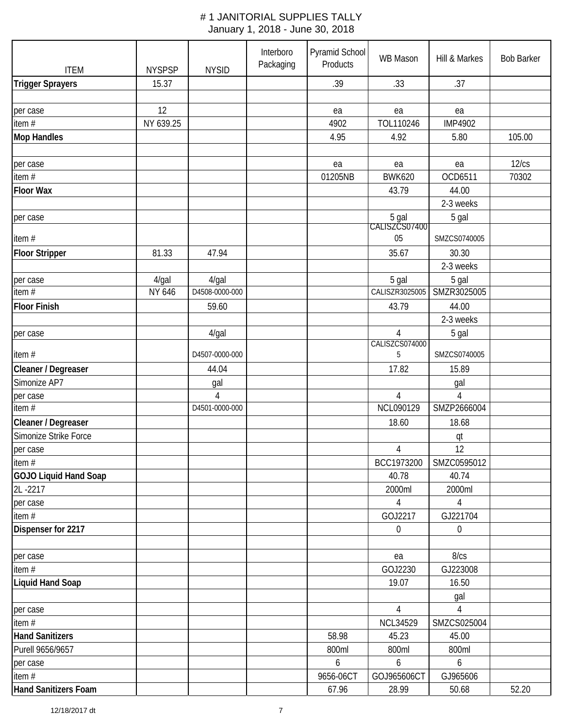# # 1 JANITORIAL SUPPLIES TALLY
January 1, 2018 - June 30, 2018

| ITEM | NYSPSP | NYSID | Interboro Packaging | Pyramid School Products | WB Mason | Hill & Markes | Bob Barker |
|---|---|---|---|---|---|---|---|
| **Trigger Sprayers** | 15.37 | | | .39 | .33 | .37 | |
| | | | | | | | |
| per case | 12 | | | ea | ea | ea | |
| item # | NY 639.25 | | | 4902 | TOL110246 | IMP4902 | |
| **Mop Handles** | | | | 4.95 | 4.92 | 5.80 | 105.00 |
| | | | | | | | |
| per case | | | | ea | ea | ea | 12/cs |
| item # | | | | 01205NB | BWK620 | OCD6511 | 70302 |
| **Floor Wax** | | | | | 43.79 | 44.00 | |
| | | | | | | 2-3 weeks | |
| per case | | | | | 5 gal | 5 gal | |
| item # | | | | | CALISZCS0740005 | SMZCS0740005 | |
| **Floor Stripper** | 81.33 | 47.94 | | | 35.67 | 30.30 | |
| | | | | | | 2-3 weeks | |
| per case | 4/gal | 4/gal | | | 5 gal | 5 gal | |
| item # | NY 646 | D4508-0000-000 | | | CALISZR3025005 | SMZR3025005 | |
| **Floor Finish** | | 59.60 | | | 43.79 | 44.00 | |
| | | | | | | 2-3 weeks | |
| per case | | 4/gal | | | 4 | 5 gal | |
| item # | | D4507-0000-000 | | | CALISZCS0740005 | SMZCS0740005 | |
| **Cleaner / Degreaser** | | 44.04 | | | 17.82 | 15.89 | |
| Simonize AP7 | | gal | | | | gal | |
| per case | | 4 | | | 4 | 4 | |
| item # | | D4501-0000-000 | | | NCL090129 | SMZP2666004 | |
| **Cleaner / Degreaser** | | | | | 18.60 | 18.68 | |
| Simonize Strike Force | | | | | | qt | |
| per case | | | | | 4 | 12 | |
| item # | | | | | BCC1973200 | SMZC0595012 | |
| **GOJO Liquid Hand Soap** | | | | | 40.78 | 40.74 | |
| 2L -2217 | | | | | 2000ml | 2000ml | |
| per case | | | | | 4 | 4 | |
| item # | | | | | GOJ2217 | GJ221704 | |
| **Dispenser for 2217** | | | | | 0 | 0 | |
| | | | | | | | |
| per case | | | | | ea | 8/cs | |
| item # | | | | | GOJ2230 | GJ223008 | |
| **Liquid Hand Soap** | | | | | 19.07 | 16.50 | |
| | | | | | | gal | |
| per case | | | | | 4 | 4 | |
| item # | | | | | NCL34529 | SMZCS025004 | |
| **Hand Sanitizers** | | | | 58.98 | 45.23 | 45.00 | |
| Purell 9656/9657 | | | | 800ml | 800ml | 800ml | |
| per case | | | | 6 | 6 | 6 | |
| item # | | | | 9656-06CT | GOJ965606CT | GJ965606 | |
| **Hand Sanitizers Foam** | | | | 67.96 | 28.99 | 50.68 | 52.20 |

12/18/2017 dt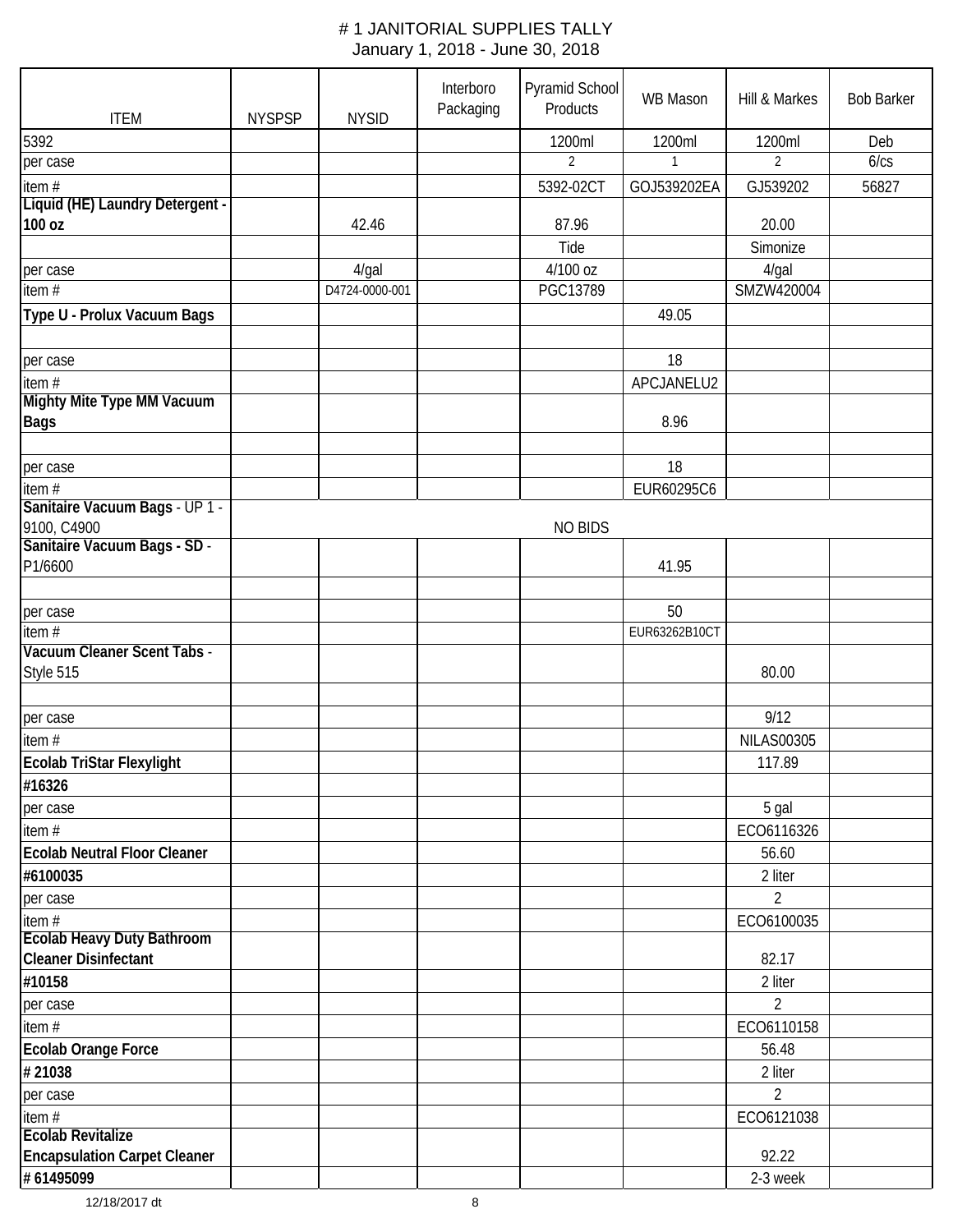# # 1 JANITORIAL SUPPLIES TALLY

January 1, 2018 - June 30, 2018

| ITEM | NYSPSP | NYSID | Interboro Packaging | Pyramid School Products | WB Mason | Hill & Markes | Bob Barker |
|---|---|---|---|---|---|---|---|
| 5392 | | | | 1200ml | 1200ml | 1200ml | Deb |
| per case | | | | 2 | 1 | 2 | 6/cs |
| item # | | | | 5392-02CT | GOJ539202EA | GJ539202 | 56827 |
| **Liquid (HE) Laundry Detergent - 100 oz** | | 42.46 | | 87.96 | | 20.00 | |
| | | | | Tide | | Simonize | |
| per case | | 4/gal | | 4/100 oz | | 4/gal | |
| item # | | D4724-0000-001 | | PGC13789 | | SMZW420004 | |
| **Type U - Prolux Vacuum Bags** | | | | | 49.05 | | |
| | | | | | | | |
| per case | | | | | 18 | | |
| item # | | | | | APCJANELU2 | | |
| **Mighty Mite Type MM Vacuum Bags** | | | | | 8.96 | | |
| | | | | | | | |
| per case | | | | | 18 | | |
| item # | | | | | EUR60295C6 | | |
| **Sanitaire Vacuum Bags** - UP 1 - 9100, C4900 | | | | NO BIDS | | | |
| **Sanitaire Vacuum Bags - SD** - P1/6600 | | | | | 41.95 | | |
| | | | | | | | |
| per case | | | | | 50 | | |
| item # | | | | | EUR63262B10CT | | |
| **Vacuum Cleaner Scent Tabs** - Style 515 | | | | | | 80.00 | |
| | | | | | | | |
| per case | | | | | | 9/12 | |
| item # | | | | | | NILAS00305 | |
| **Ecolab TriStar Flexylight** | | | | | | 117.89 | |
| **#16326** | | | | | | | |
| per case | | | | | | 5 gal | |
| item # | | | | | | ECO6116326 | |
| **Ecolab Neutral Floor Cleaner** | | | | | | 56.60 | |
| **#6100035** | | | | | | 2 liter | |
| per case | | | | | | 2 | |
| item # | | | | | | ECO6100035 | |
| **Ecolab Heavy Duty Bathroom Cleaner Disinfectant** | | | | | | 82.17 | |
| **#10158** | | | | | | 2 liter | |
| per case | | | | | | 2 | |
| item # | | | | | | ECO6110158 | |
| **Ecolab Orange Force** | | | | | | 56.48 | |
| **# 21038** | | | | | | 2 liter | |
| per case | | | | | | 2 | |
| item # | | | | | | ECO6121038 | |
| **Ecolab Revitalize Encapsulation Carpet Cleaner** | | | | | | 92.22 | |
| **# 61495099** | | | | | | 2-3 week | |

12/18/2017 dt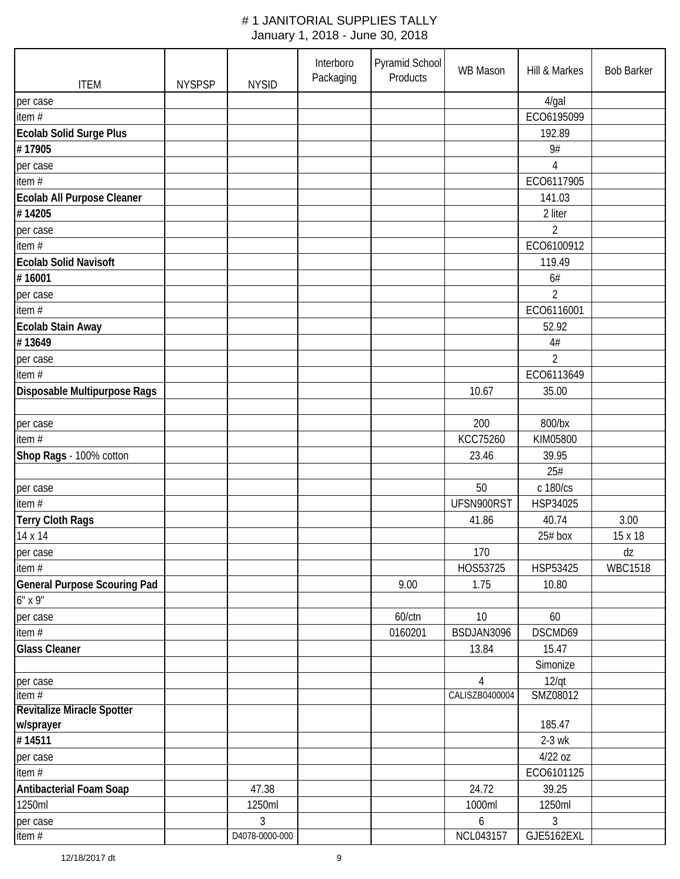# # 1 JANITORIAL SUPPLIES TALLY

January 1, 2018 - June 30, 2018

| ITEM | NYSPSP | NYSID | Interboro Packaging | Pyramid School Products | WB Mason | Hill & Markes | Bob Barker |
|---|---|---|---|---|---|---|---|
| per case | | | | | | 4/gal | |
| item # | | | | | | ECO6195099 | |
| **Ecolab Solid Surge Plus** | | | | | | 192.89 | |
| **# 17905** | | | | | | 9# | |
| per case | | | | | | 4 | |
| item # | | | | | | ECO6117905 | |
| **Ecolab All Purpose Cleaner** | | | | | | 141.03 | |
| **# 14205** | | | | | | 2 liter | |
| per case | | | | | | 2 | |
| item # | | | | | | ECO6100912 | |
| **Ecolab Solid Navisoft** | | | | | | 119.49 | |
| **# 16001** | | | | | | 6# | |
| per case | | | | | | 2 | |
| item # | | | | | | ECO6116001 | |
| **Ecolab Stain Away** | | | | | | 52.92 | |
| **# 13649** | | | | | | 4# | |
| per case | | | | | | 2 | |
| item # | | | | | | ECO6113649 | |
| **Disposable Multipurpose Rags** | | | | | 10.67 | 35.00 | |
| | | | | | | | |
| per case | | | | | 200 | 800/bx | |
| item # | | | | | KCC75260 | KIM05800 | |
| **Shop Rags** - 100% cotton | | | | | 23.46 | 39.95 | |
| | | | | | | 25# | |
| per case | | | | | 50 | c 180/cs | |
| item # | | | | | UFSN900RST | HSP34025 | |
| **Terry Cloth Rags** | | | | | 41.86 | 40.74 | 3.00 |
| 14 x 14 | | | | | | 25# box | 15 x 18 |
| per case | | | | | 170 | | dz |
| item # | | | | | HOS53725 | HSP53425 | WBC1518 |
| **General Purpose Scouring Pad** | | | | 9.00 | 1.75 | 10.80 | |
| 6" x 9" | | | | | | | |
| per case | | | | 60/ctn | 10 | 60 | |
| item # | | | | 0160201 | BSDJAN3096 | DSCMD69 | |
| **Glass Cleaner** | | | | | 13.84 | 15.47 | |
| | | | | | | Simonize | |
| per case | | | | | 4 | 12/qt | |
| item # | | | | | CALISZB0400004 | SMZ08012 | |
| **Revitalize Miracle Spotter w/sprayer** | | | | | | 185.47 | |
| **# 14511** | | | | | | 2-3 wk | |
| per case | | | | | | 4/22 oz | |
| item # | | | | | | ECO6101125 | |
| **Antibacterial Foam Soap** | | 47.38 | | | 24.72 | 39.25 | |
| 1250ml | | 1250ml | | | 1000ml | 1250ml | |
| per case | | 3 | | | 6 | 3 | |
| item # | | D4078-0000-000 | | | NCL043157 | GJE5162EXL | |

12/18/2017 dt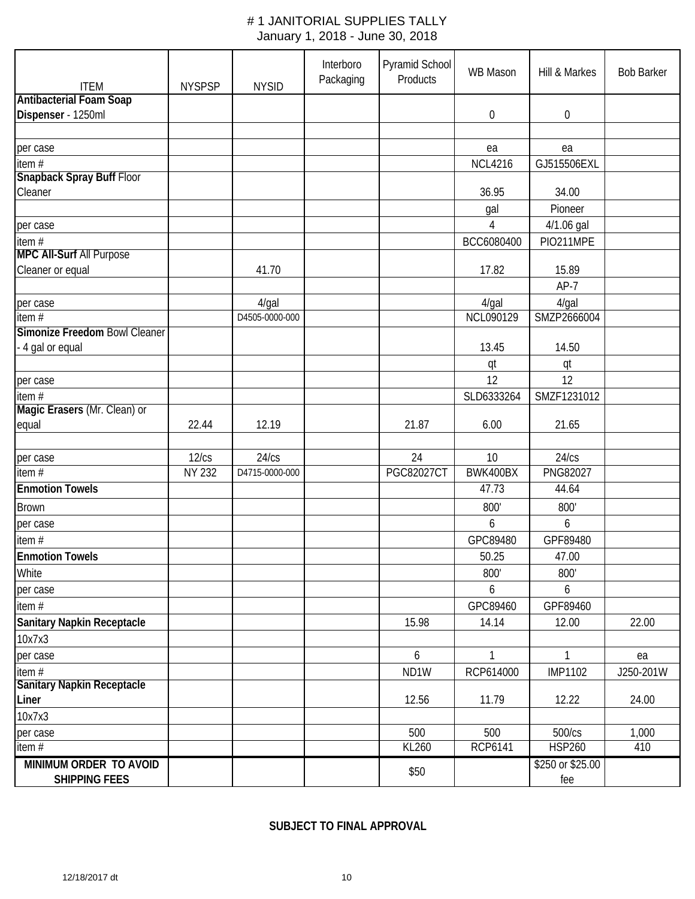# # 1 JANITORIAL SUPPLIES TALLY

January 1, 2018 - June 30, 2018

| ITEM | NYSPSP | NYSID | Interboro Packaging | Pyramid School Products | WB Mason | Hill & Markes | Bob Barker |
|---|---|---|---|---|---|---|---|
| **Antibacterial Foam Soap Dispenser** - 1250ml | | | | | 0 | 0 | |
| | | | | | | | |
| per case | | | | | ea | ea | |
| item # | | | | | NCL4216 | GJ515506EXL | |
| **Snapback Spray Buff** Floor Cleaner | | | | | 36.95 | 34.00 | |
| | | | | | gal | Pioneer | |
| per case | | | | | 4 | 4/1.06 gal | |
| item # | | | | | BCC6080400 | PIO211MPE | |
| **MPC All-Surf** All Purpose Cleaner or equal | | 41.70 | | | 17.82 | 15.89 | |
| | | | | | | AP-7 | |
| per case | | 4/gal | | | 4/gal | 4/gal | |
| item # | | D4505-0000-000 | | | NCL090129 | SMZP2666004 | |
| **Simonize Freedom** Bowl Cleaner - 4 gal or equal | | | | | 13.45 | 14.50 | |
| | | | | | qt | qt | |
| per case | | | | | 12 | 12 | |
| item # | | | | | SLD6333264 | SMZF1231012 | |
| **Magic Erasers** (Mr. Clean) or equal | 22.44 | 12.19 | | 21.87 | 6.00 | 21.65 | |
| | | | | | | | |
| per case | 12/cs | 24/cs | | 24 | 10 | 24/cs | |
| item # | NY 232 | D4715-0000-000 | | PGC82027CT | BWK400BX | PNG82027 | |
| **Enmotion Towels** | | | | | 47.73 | 44.64 | |
| Brown | | | | | 800' | 800' | |
| per case | | | | | 6 | 6 | |
| item # | | | | | GPC89480 | GPF89480 | |
| **Enmotion Towels** | | | | | 50.25 | 47.00 | |
| White | | | | | 800' | 800' | |
| per case | | | | | 6 | 6 | |
| item # | | | | | GPC89460 | GPF89460 | |
| **Sanitary Napkin Receptacle** | | | | 15.98 | 14.14 | 12.00 | 22.00 |
| 10x7x3 | | | | | | | |
| per case | | | | 6 | 1 | 1 | ea |
| item # | | | | ND1W | RCP614000 | IMP1102 | J250-201W |
| **Sanitary Napkin Receptacle Liner** | | | | 12.56 | 11.79 | 12.22 | 24.00 |
| 10x7x3 | | | | | | | |
| per case | | | | 500 | 500 | 500/cs | 1,000 |
| item # | | | | KL260 | RCP6141 | HSP260 | 410 |
| **MINIMUM ORDER TO AVOID SHIPPING FEES** | | | | $50 | | $250 or $25.00 fee | |

**SUBJECT TO FINAL APPROVAL**

12/18/2017 dt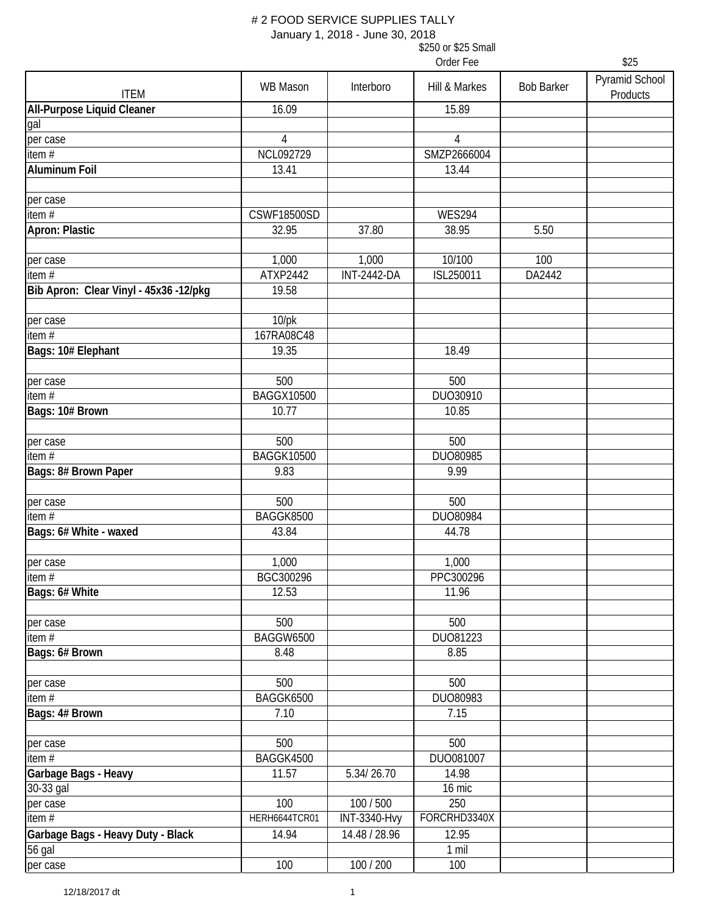# 2 FOOD SERVICE SUPPLIES TALLY

January 1, 2018 - June 30, 2018

| ITEM | WB Mason | Interboro | Hill & Markes ($250 or $25 Small Order Fee) | Bob Barker | Pyramid School Products ($25) |
|---|---|---|---|---|---|
| **All-Purpose Liquid Cleaner** | 16.09 | | 15.89 | | |
| gal | | | | | |
| per case | 4 | | 4 | | |
| item # | NCL092729 | | SMZP2666004 | | |
| **Aluminum Foil** | 13.41 | | 13.44 | | |
| | | | | | |
| per case | | | | | |
| item # | CSWF18500SD | | WES294 | | |
| **Apron: Plastic** | 32.95 | 37.80 | 38.95 | 5.50 | |
| | | | | | |
| per case | 1,000 | 1,000 | 10/100 | 100 | |
| item # | ATXP2442 | INT-2442-DA | ISL250011 | DA2442 | |
| **Bib Apron: Clear Vinyl - 45x36 -12/pkg** | 19.58 | | | | |
| | | | | | |
| per case | 10/pk | | | | |
| item # | 167RA08C48 | | | | |
| **Bags: 10# Elephant** | 19.35 | | 18.49 | | |
| | | | | | |
| per case | 500 | | 500 | | |
| item # | BAGGX10500 | | DUO30910 | | |
| **Bags: 10# Brown** | 10.77 | | 10.85 | | |
| | | | | | |
| per case | 500 | | 500 | | |
| item # | BAGGK10500 | | DUO80985 | | |
| **Bags: 8# Brown Paper** | 9.83 | | 9.99 | | |
| | | | | | |
| per case | 500 | | 500 | | |
| item # | BAGGK8500 | | DUO80984 | | |
| **Bags: 6# White - waxed** | 43.84 | | 44.78 | | |
| | | | | | |
| per case | 1,000 | | 1,000 | | |
| item # | BGC300296 | | PPC300296 | | |
| **Bags: 6# White** | 12.53 | | 11.96 | | |
| | | | | | |
| per case | 500 | | 500 | | |
| item # | BAGGW6500 | | DUO81223 | | |
| **Bags: 6# Brown** | 8.48 | | 8.85 | | |
| | | | | | |
| per case | 500 | | 500 | | |
| item # | BAGGK6500 | | DUO80983 | | |
| **Bags: 4# Brown** | 7.10 | | 7.15 | | |
| | | | | | |
| per case | 500 | | 500 | | |
| item # | BAGGK4500 | | DUO081007 | | |
| **Garbage Bags - Heavy** | 11.57 | 5.34/ 26.70 | 14.98 | | |
| 30-33 gal | | | 16 mic | | |
| per case | 100 | 100 / 500 | 250 | | |
| item # | HERH6644TCR01 | INT-3340-Hvy | FORCRHD3340X | | |
| **Garbage Bags - Heavy Duty - Black** | 14.94 | 14.48 / 28.96 | 12.95 | | |
| 56 gal | | | 1 mil | | |
| per case | 100 | 100 / 200 | 100 | | |

12/18/2017 dt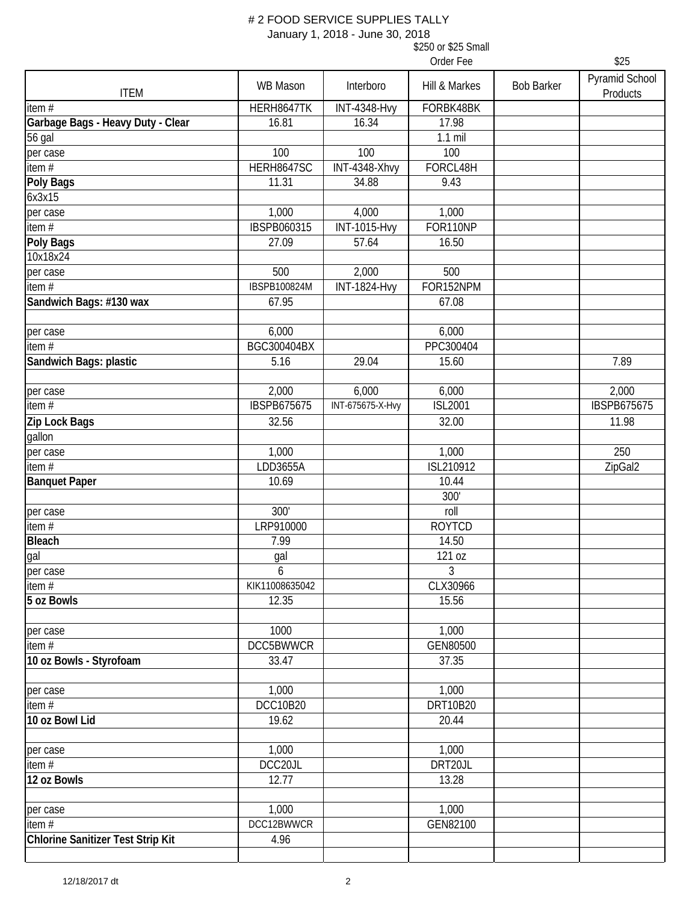# # 2 FOOD SERVICE SUPPLIES TALLY

January 1, 2018 - June 30, 2018

| ITEM | WB Mason | Interboro | Hill & Markes<br>$250 or $25 Small Order Fee | Bob Barker | Pyramid School Products<br>$25 |
|---|---|---|---|---|---|
| item # | HERH8647TK | INT-4348-Hvy | FORBK48BK | | |
| **Garbage Bags - Heavy Duty - Clear** | 16.81 | 16.34 | 17.98 | | |
| 56 gal | | | 1.1 mil | | |
| per case | 100 | 100 | 100 | | |
| item # | HERH8647SC | INT-4348-Xhvy | FORCL48H | | |
| **Poly Bags** | 11.31 | 34.88 | 9.43 | | |
| 6x3x15 | | | | | |
| per case | 1,000 | 4,000 | 1,000 | | |
| item # | IBSPB060315 | INT-1015-Hvy | FOR110NP | | |
| **Poly Bags** | 27.09 | 57.64 | 16.50 | | |
| 10x18x24 | | | | | |
| per case | 500 | 2,000 | 500 | | |
| item # | IBSPB100824M | INT-1824-Hvy | FOR152NPM | | |
| **Sandwich Bags: #130 wax** | 67.95 | | 67.08 | | |
| | | | | | |
| per case | 6,000 | | 6,000 | | |
| item # | BGC300404BX | | PPC300404 | | |
| **Sandwich Bags: plastic** | 5.16 | 29.04 | 15.60 | | 7.89 |
| | | | | | |
| per case | 2,000 | 6,000 | 6,000 | | 2,000 |
| item # | IBSPB675675 | INT-675675-X-Hvy | ISL2001 | | IBSPB675675 |
| **Zip Lock Bags** | 32.56 | | 32.00 | | 11.98 |
| gallon | | | | | |
| per case | 1,000 | | 1,000 | | 250 |
| item # | LDD3655A | | ISL210912 | | ZipGal2 |
| **Banquet Paper** | 10.69 | | 10.44 | | |
| | | | 300' | | |
| per case | 300' | | roll | | |
| item # | LRP910000 | | ROYTCD | | |
| **Bleach** | 7.99 | | 14.50 | | |
| gal | gal | | 121 oz | | |
| per case | 6 | | 3 | | |
| item # | KIK11008635042 | | CLX30966 | | |
| **5 oz Bowls** | 12.35 | | 15.56 | | |
| | | | | | |
| per case | 1000 | | 1,000 | | |
| item # | DCC5BWWCR | | GEN80500 | | |
| **10 oz Bowls - Styrofoam** | 33.47 | | 37.35 | | |
| | | | | | |
| per case | 1,000 | | 1,000 | | |
| item # | DCC10B20 | | DRT10B20 | | |
| **10 oz Bowl Lid** | 19.62 | | 20.44 | | |
| | | | | | |
| per case | 1,000 | | 1,000 | | |
| item # | DCC20JL | | DRT20JL | | |
| **12 oz Bowls** | 12.77 | | 13.28 | | |
| | | | | | |
| per case | 1,000 | | 1,000 | | |
| item # | DCC12BWWCR | | GEN82100 | | |
| **Chlorine Sanitizer Test Strip Kit** | 4.96 | | | | |
| | | | | | |

12/18/2017 dt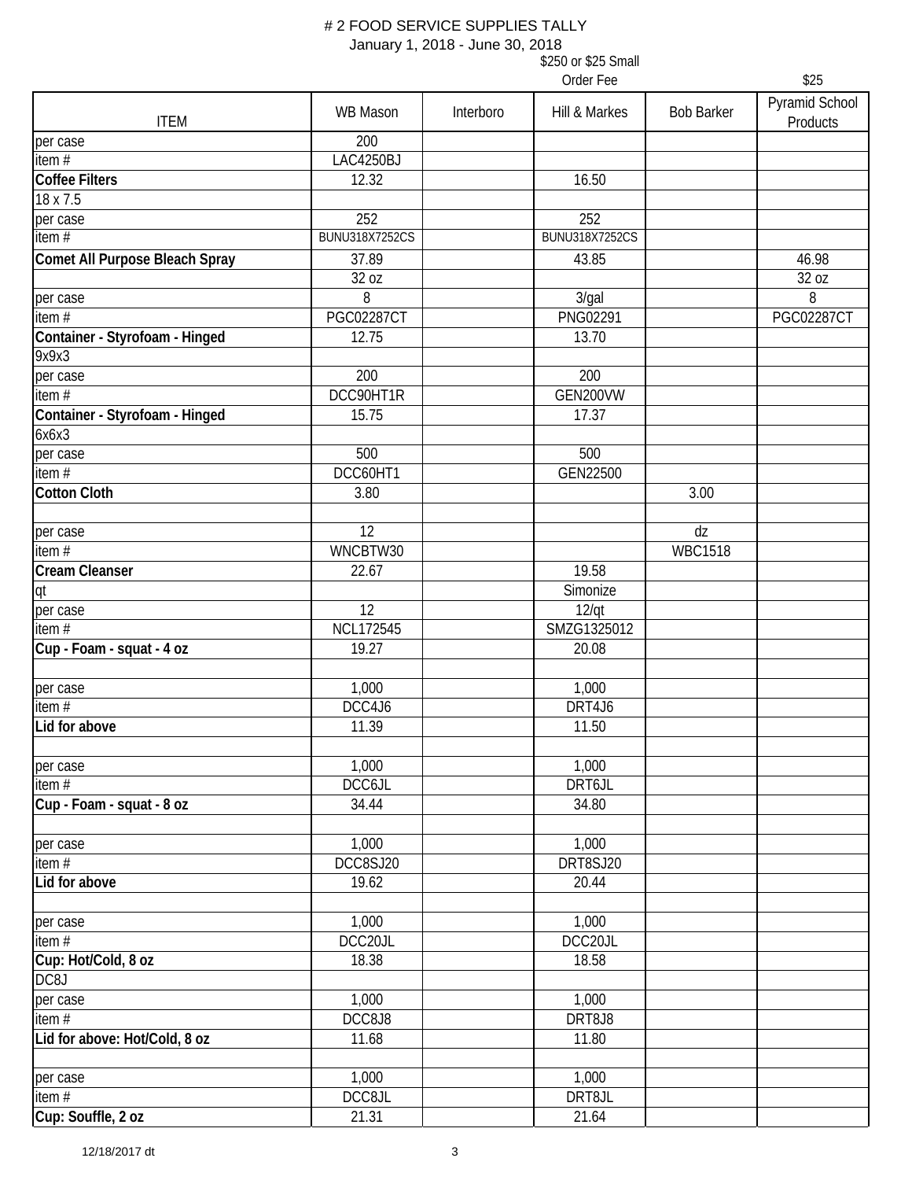# # 2 FOOD SERVICE SUPPLIES TALLY

January 1, 2018 - June 30, 2018

| ITEM | WB Mason | Interboro | Hill & Markes<br>$250 or $25 Small Order Fee | Bob Barker | Pyramid School Products<br>$25 |
|---|---|---|---|---|---|
| per case | 200 | | | | |
| item # | LAC4250BJ | | | | |
| **Coffee Filters** | 12.32 | | 16.50 | | |
| 18 x 7.5 | | | | | |
| per case | 252 | | 252 | | |
| item # | BUNU318X7252CS | | BUNU318X7252CS | | |
| **Comet All Purpose Bleach Spray** | 37.89 | | 43.85 | | 46.98 |
| | 32 oz | | | | 32 oz |
| per case | 8 | | 3/gal | | 8 |
| item # | PGC02287CT | | PNG02291 | | PGC02287CT |
| **Container - Styrofoam - Hinged** | 12.75 | | 13.70 | | |
| 9x9x3 | | | | | |
| per case | 200 | | 200 | | |
| item # | DCC90HT1R | | GEN200VW | | |
| **Container - Styrofoam - Hinged** | 15.75 | | 17.37 | | |
| 6x6x3 | | | | | |
| per case | 500 | | 500 | | |
| item # | DCC60HT1 | | GEN22500 | | |
| **Cotton Cloth** | 3.80 | | | 3.00 | |
| | | | | | |
| per case | 12 | | | dz | |
| item # | WNCBTW30 | | | WBC1518 | |
| **Cream Cleanser** | 22.67 | | 19.58 | | |
| qt | | | Simonize | | |
| per case | 12 | | 12/qt | | |
| item # | NCL172545 | | SMZG1325012 | | |
| **Cup - Foam - squat - 4 oz** | 19.27 | | 20.08 | | |
| | | | | | |
| per case | 1,000 | | 1,000 | | |
| item # | DCC4J6 | | DRT4J6 | | |
| **Lid for above** | 11.39 | | 11.50 | | |
| | | | | | |
| per case | 1,000 | | 1,000 | | |
| item # | DCC6JL | | DRT6JL | | |
| **Cup - Foam - squat - 8 oz** | 34.44 | | 34.80 | | |
| | | | | | |
| per case | 1,000 | | 1,000 | | |
| item # | DCC8SJ20 | | DRT8SJ20 | | |
| **Lid for above** | 19.62 | | 20.44 | | |
| | | | | | |
| per case | 1,000 | | 1,000 | | |
| item # | DCC20JL | | DCC20JL | | |
| **Cup: Hot/Cold, 8 oz** | 18.38 | | 18.58 | | |
| DC8J | | | | | |
| per case | 1,000 | | 1,000 | | |
| item # | DCC8J8 | | DRT8J8 | | |
| **Lid for above: Hot/Cold, 8 oz** | 11.68 | | 11.80 | | |
| | | | | | |
| per case | 1,000 | | 1,000 | | |
| item # | DCC8JL | | DRT8JL | | |
| **Cup: Souffle, 2 oz** | 21.31 | | 21.64 | | |

12/18/2017 dt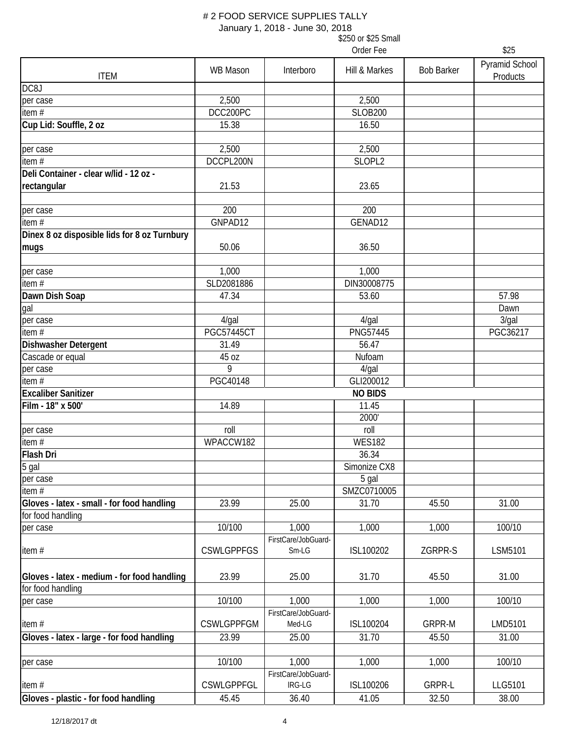# # 2 FOOD SERVICE SUPPLIES TALLY

January 1, 2018 - June 30, 2018

| ITEM | WB Mason | Interboro | Hill & Markes ($250 or $25 Small Order Fee) | Bob Barker | Pyramid School Products ($25) |
|---|---|---|---|---|---|
| DC8J | | | | | |
| per case | 2,500 | | 2,500 | | |
| item # | DCC200PC | | SLOB200 | | |
| **Cup Lid: Souffle, 2 oz** | 15.38 | | 16.50 | | |
| | | | | | |
| per case | 2,500 | | 2,500 | | |
| item # | DCCPL200N | | SLOPL2 | | |
| **Deli Container - clear w/lid - 12 oz - rectangular** | 21.53 | | 23.65 | | |
| | | | | | |
| per case | 200 | | 200 | | |
| item # | GNPAD12 | | GENAD12 | | |
| **Dinex 8 oz disposible lids for 8 oz Turnbury mugs** | 50.06 | | 36.50 | | |
| | | | | | |
| per case | 1,000 | | 1,000 | | |
| item # | SLD2081886 | | DIN30008775 | | |
| **Dawn Dish Soap** | 47.34 | | 53.60 | | 57.98 |
| gal | | | | | Dawn |
| per case | 4/gal | | 4/gal | | 3/gal |
| item # | PGC57445CT | | PNG57445 | | PGC36217 |
| **Dishwasher Detergent** | 31.49 | | 56.47 | | |
| Cascade or equal | 45 oz | | Nufoam | | |
| per case | 9 | | 4/gal | | |
| item # | PGC40148 | | GLI200012 | | |
| **Excaliber Sanitizer** | | | **NO BIDS** | | |
| **Film - 18" x 500'** | 14.89 | | 11.45 | | |
| | | | 2000' | | |
| per case | roll | | roll | | |
| item # | WPACCW182 | | WES182 | | |
| **Flash Dri** | | | 36.34 | | |
| 5 gal | | | Simonize CX8 | | |
| per case | | | 5 gal | | |
| item # | | | SMZC0710005 | | |
| **Gloves - latex - small - for food handling** | 23.99 | 25.00 | 31.70 | 45.50 | 31.00 |
| for food handling | | | | | |
| per case | 10/100 | 1,000 | 1,000 | 1,000 | 100/10 |
| item # | CSWLGPPFGS | FirstCare/JobGuard-Sm-LG | ISL100202 | ZGRPR-S | LSM5101 |
| **Gloves - latex - medium - for food handling** | 23.99 | 25.00 | 31.70 | 45.50 | 31.00 |
| for food handling | | | | | |
| per case | 10/100 | 1,000 | 1,000 | 1,000 | 100/10 |
| item # | CSWLGPPFGM | FirstCare/JobGuard-Med-LG | ISL100204 | GRPR-M | LMD5101 |
| **Gloves - latex - large - for food handling** | 23.99 | 25.00 | 31.70 | 45.50 | 31.00 |
| | | | | | |
| per case | 10/100 | 1,000 | 1,000 | 1,000 | 100/10 |
| item # | CSWLGPPFGL | FirstCare/JobGuard-lRG-LG | ISL100206 | GRPR-L | LLG5101 |
| **Gloves - plastic - for food handling** | 45.45 | 36.40 | 41.05 | 32.50 | 38.00 |

12/18/2017 dt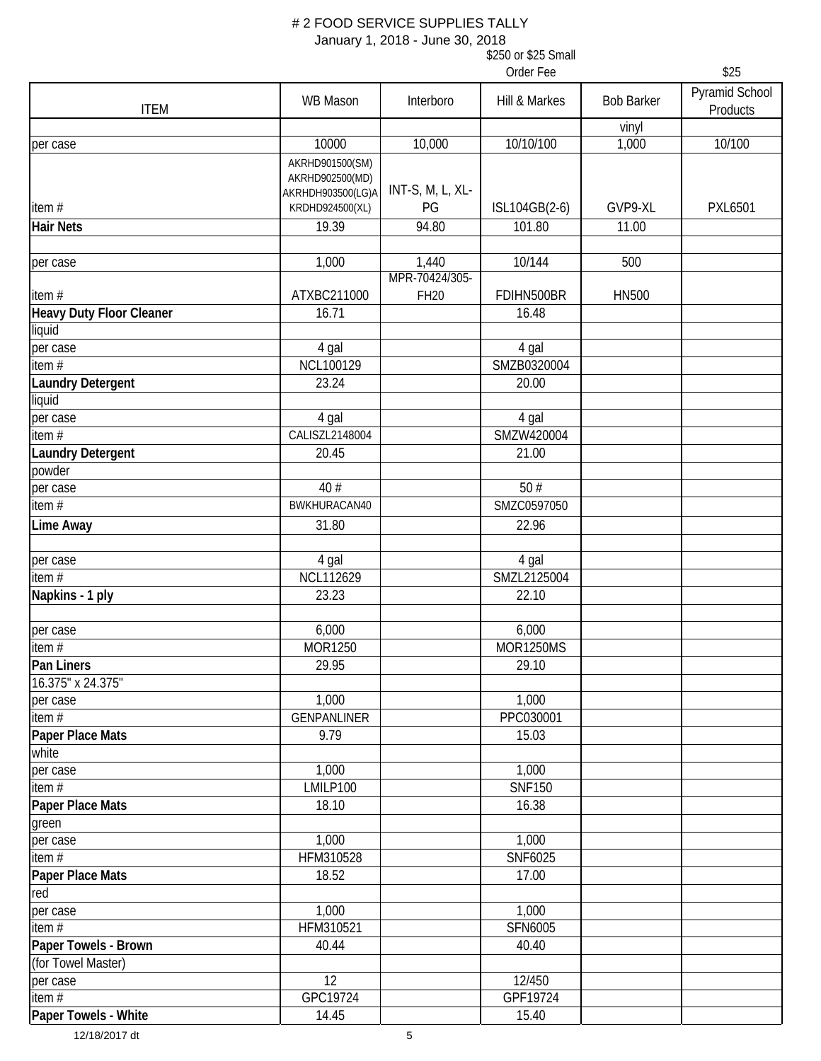# # 2 FOOD SERVICE SUPPLIES TALLY

January 1, 2018 - June 30, 2018

| ITEM | WB Mason | Interboro | Hill & Markes | Bob Barker | Pyramid School Products |
|---|---|---|---|---|---|
| | | | $250 or $25 Small Order Fee | | $25 |
| | | | | vinyl | |
| per case | 10000 | 10,000 | 10/10/100 | 1,000 | 10/100 |
| item # | AKRHD901500(SM) AKRHD902500(MD) AKRHDH903500(LG)A KRDHD924500(XL) | INT-S, M, L, XL-PG | ISL104GB(2-6) | GVP9-XL | PXL6501 |
| **Hair Nets** | 19.39 | 94.80 | 101.80 | 11.00 | |
| | | | | | |
| per case | 1,000 | 1,440 | 10/144 | 500 | |
| item # | ATXBC211000 | MPR-70424/305-FH20 | FDIHN500BR | HN500 | |
| **Heavy Duty Floor Cleaner** | 16.71 | | 16.48 | | |
| liquid | | | | | |
| per case | 4 gal | | 4 gal | | |
| item # | NCL100129 | | SMZB0320004 | | |
| **Laundry Detergent** | 23.24 | | 20.00 | | |
| liquid | | | | | |
| per case | 4 gal | | 4 gal | | |
| item # | CALISZL2148004 | | SMZW420004 | | |
| **Laundry Detergent** | 20.45 | | 21.00 | | |
| powder | | | | | |
| per case | 40 # | | 50 # | | |
| item # | BWKHURACAN40 | | SMZC0597050 | | |
| **Lime Away** | 31.80 | | 22.96 | | |
| | | | | | |
| per case | 4 gal | | 4 gal | | |
| item # | NCL112629 | | SMZL2125004 | | |
| **Napkins - 1 ply** | 23.23 | | 22.10 | | |
| | | | | | |
| per case | 6,000 | | 6,000 | | |
| item # | MOR1250 | | MOR1250MS | | |
| **Pan Liners** | 29.95 | | 29.10 | | |
| 16.375" x 24.375" | | | | | |
| per case | 1,000 | | 1,000 | | |
| item # | GENPANLINER | | PPC030001 | | |
| **Paper Place Mats** | 9.79 | | 15.03 | | |
| white | | | | | |
| per case | 1,000 | | 1,000 | | |
| item # | LMILP100 | | SNF150 | | |
| **Paper Place Mats** | 18.10 | | 16.38 | | |
| green | | | | | |
| per case | 1,000 | | 1,000 | | |
| item # | HFM310528 | | SNF6025 | | |
| **Paper Place Mats** | 18.52 | | 17.00 | | |
| red | | | | | |
| per case | 1,000 | | 1,000 | | |
| item # | HFM310521 | | SFN6005 | | |
| **Paper Towels - Brown** | 40.44 | | 40.40 | | |
| (for Towel Master) | | | | | |
| per case | 12 | | 12/450 | | |
| item # | GPC19724 | | GPF19724 | | |
| **Paper Towels - White** | 14.45 | | 15.40 | | |

12/18/2017 dt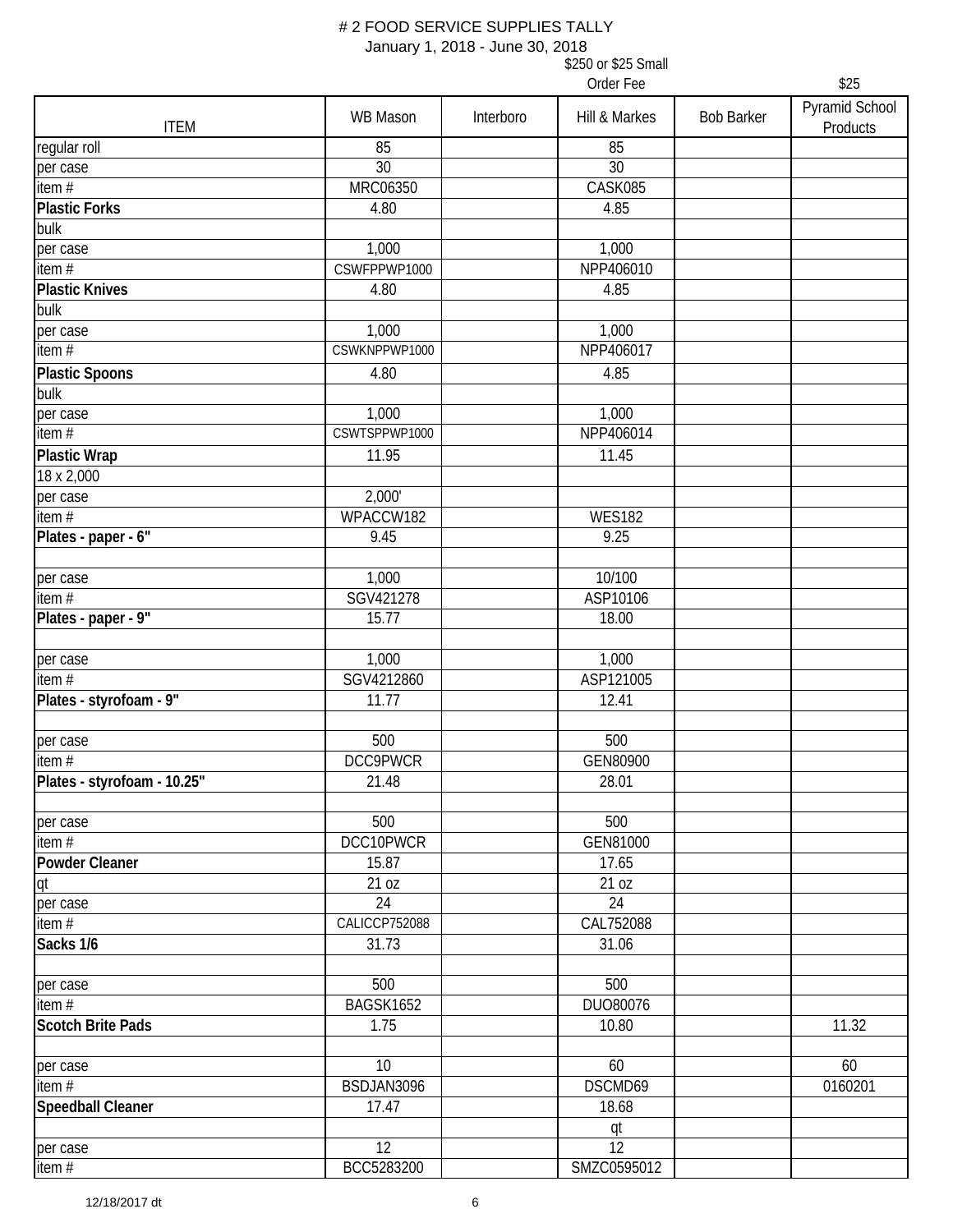# # 2 FOOD SERVICE SUPPLIES TALLY

January 1, 2018 - June 30, 2018

| ITEM | WB Mason | Interboro | Hill & Markes ($250 or $25 Small Order Fee) | Bob Barker | Pyramid School Products ($25) |
|---|---|---|---|---|---|
| regular roll | 85 | | 85 | | |
| per case | 30 | | 30 | | |
| item # | MRC06350 | | CASK085 | | |
| **Plastic Forks** | 4.80 | | 4.85 | | |
| bulk | | | | | |
| per case | 1,000 | | 1,000 | | |
| item # | CSWFPPWP1000 | | NPP406010 | | |
| **Plastic Knives** | 4.80 | | 4.85 | | |
| bulk | | | | | |
| per case | 1,000 | | 1,000 | | |
| item # | CSWKNPPWP1000 | | NPP406017 | | |
| **Plastic Spoons** | 4.80 | | 4.85 | | |
| bulk | | | | | |
| per case | 1,000 | | 1,000 | | |
| item # | CSWTSPPWP1000 | | NPP406014 | | |
| **Plastic Wrap** | 11.95 | | 11.45 | | |
| 18 x 2,000 | | | | | |
| per case | 2,000' | | | | |
| item # | WPACCW182 | | WES182 | | |
| **Plates - paper - 6"** | 9.45 | | 9.25 | | |
| | | | | | |
| per case | 1,000 | | 10/100 | | |
| item # | SGV421278 | | ASP10106 | | |
| **Plates - paper - 9"** | 15.77 | | 18.00 | | |
| | | | | | |
| per case | 1,000 | | 1,000 | | |
| item # | SGV4212860 | | ASP121005 | | |
| **Plates - styrofoam - 9"** | 11.77 | | 12.41 | | |
| | | | | | |
| per case | 500 | | 500 | | |
| item # | DCC9PWCR | | GEN80900 | | |
| **Plates - styrofoam - 10.25"** | 21.48 | | 28.01 | | |
| | | | | | |
| per case | 500 | | 500 | | |
| item # | DCC10PWCR | | GEN81000 | | |
| **Powder Cleaner** | 15.87 | | 17.65 | | |
| qt | 21 oz | | 21 oz | | |
| per case | 24 | | 24 | | |
| item # | CALICCP752088 | | CAL752088 | | |
| **Sacks 1/6** | 31.73 | | 31.06 | | |
| | | | | | |
| per case | 500 | | 500 | | |
| item # | BAGSK1652 | | DUO80076 | | |
| **Scotch Brite Pads** | 1.75 | | 10.80 | | 11.32 |
| | | | | | |
| per case | 10 | | 60 | | 60 |
| item # | BSDJAN3096 | | DSCMD69 | | 0160201 |
| **Speedball Cleaner** | 17.47 | | 18.68 | | |
| | | | qt | | |
| per case | 12 | | 12 | | |
| item # | BCC5283200 | | SMZC0595012 | | |

12/18/2017 dt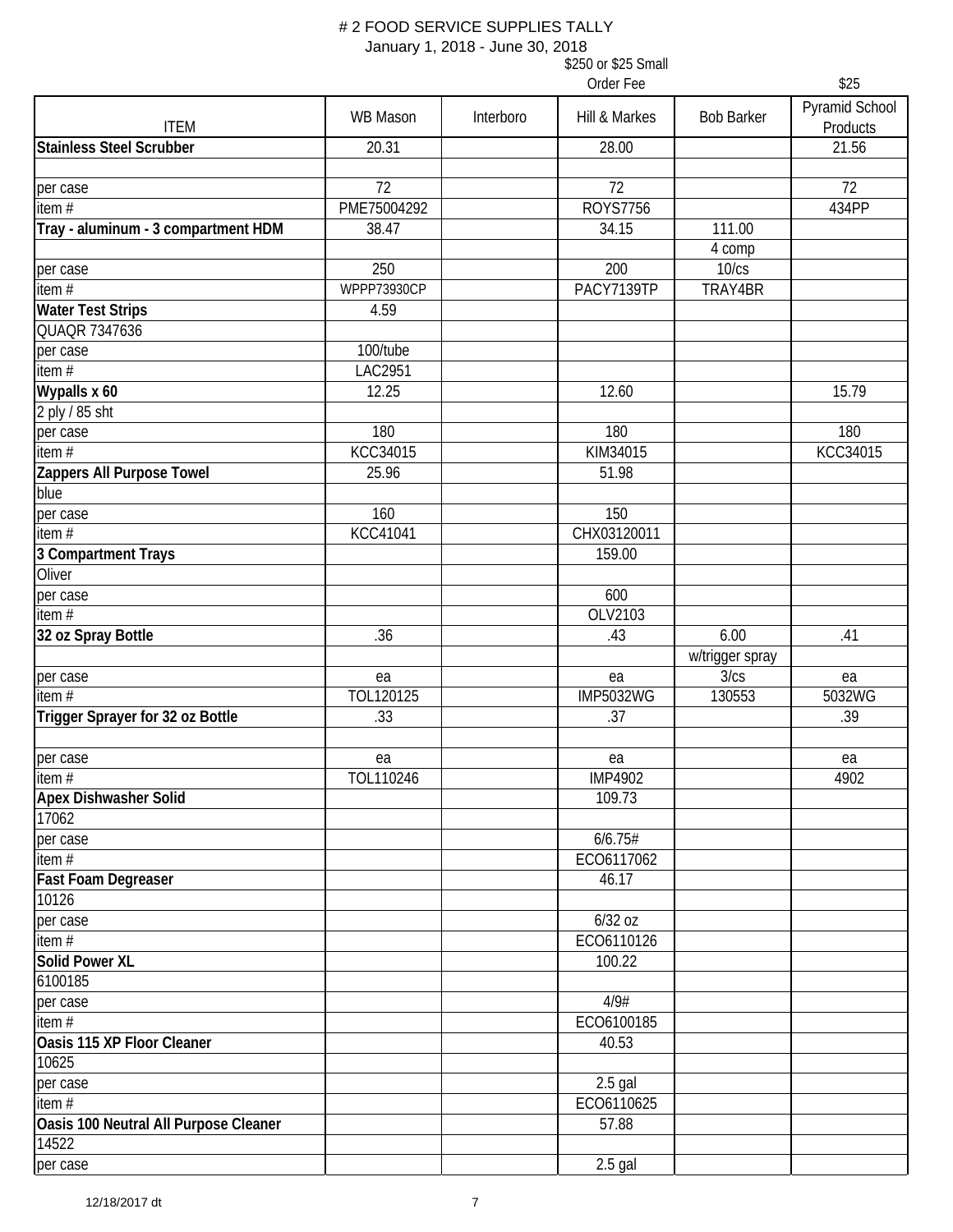# # 2 FOOD SERVICE SUPPLIES TALLY

January 1, 2018 - June 30, 2018

| ITEM | WB Mason | Interboro | Hill & Markes<br>$250 or $25 Small Order Fee | Bob Barker | Pyramid School Products<br>$25 |
|---|---|---|---|---|---|
| **Stainless Steel Scrubber** | 20.31 | | 28.00 | | 21.56 |
| | | | | | |
| per case | 72 | | 72 | | 72 |
| item # | PME75004292 | | ROYS7756 | | 434PP |
| **Tray - aluminum - 3 compartment HDM** | 38.47 | | 34.15 | 111.00 | |
| | | | | 4 comp | |
| per case | 250 | | 200 | 10/cs | |
| item # | WPPP73930CP | | PACY7139TP | TRAY4BR | |
| **Water Test Strips** | 4.59 | | | | |
| QUAQR 7347636 | | | | | |
| per case | 100/tube | | | | |
| item # | LAC2951 | | | | |
| **Wypalls x 60** | 12.25 | | 12.60 | | 15.79 |
| 2 ply / 85 sht | | | | | |
| per case | 180 | | 180 | | 180 |
| item # | KCC34015 | | KIM34015 | | KCC34015 |
| **Zappers All Purpose Towel** | 25.96 | | 51.98 | | |
| blue | | | | | |
| per case | 160 | | 150 | | |
| item # | KCC41041 | | CHX03120011 | | |
| **3 Compartment Trays** | | | 159.00 | | |
| Oliver | | | | | |
| per case | | | 600 | | |
| item # | | | OLV2103 | | |
| **32 oz Spray Bottle** | .36 | | .43 | 6.00 | .41 |
| | | | | w/trigger spray | |
| per case | ea | | ea | 3/cs | ea |
| item # | TOL120125 | | IMP5032WG | 130553 | 5032WG |
| **Trigger Sprayer for 32 oz Bottle** | .33 | | .37 | | .39 |
| | | | | | |
| per case | ea | | ea | | ea |
| item # | TOL110246 | | IMP4902 | | 4902 |
| **Apex Dishwasher Solid** | | | 109.73 | | |
| 17062 | | | | | |
| per case | | | 6/6.75# | | |
| item # | | | ECO6117062 | | |
| **Fast Foam Degreaser** | | | 46.17 | | |
| 10126 | | | | | |
| per case | | | 6/32 oz | | |
| item # | | | ECO6110126 | | |
| **Solid Power XL** | | | 100.22 | | |
| 6100185 | | | | | |
| per case | | | 4/9# | | |
| item # | | | ECO6100185 | | |
| **Oasis 115 XP Floor Cleaner** | | | 40.53 | | |
| 10625 | | | | | |
| per case | | | 2.5 gal | | |
| item # | | | ECO6110625 | | |
| **Oasis 100 Neutral All Purpose Cleaner** | | | 57.88 | | |
| 14522 | | | | | |
| per case | | | 2.5 gal | | |

12/18/2017 dt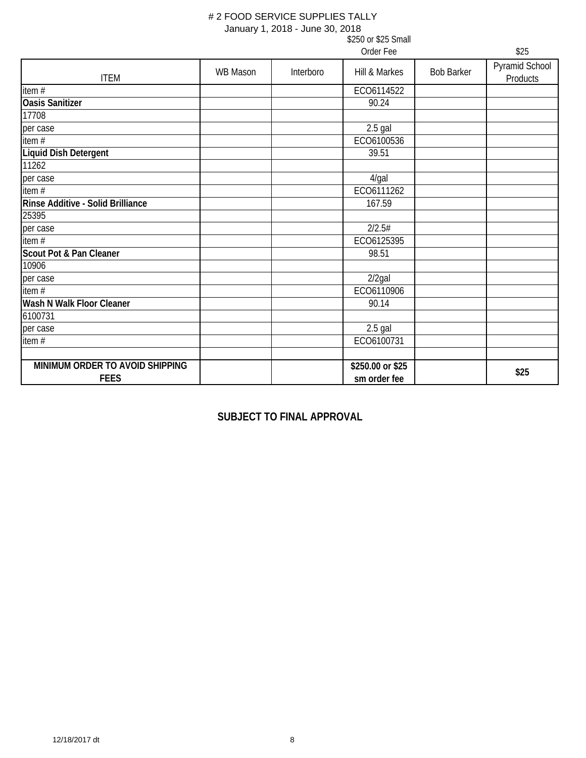# # 2 FOOD SERVICE SUPPLIES TALLY

January 1, 2018 - June 30, 2018

| | | | $250 or $25 Small Order Fee | | $25 |
|---|---|---|---|---|---|
| ITEM | WB Mason | Interboro | Hill & Markes | Bob Barker | Pyramid School Products |
| item # | | | ECO6114522 | | |
| **Oasis Sanitizer** | | | 90.24 | | |
| 17708 | | | | | |
| per case | | | 2.5 gal | | |
| item # | | | ECO6100536 | | |
| **Liquid Dish Detergent** | | | 39.51 | | |
| 11262 | | | | | |
| per case | | | 4/gal | | |
| item # | | | ECO6111262 | | |
| **Rinse Additive - Solid Brilliance** | | | 167.59 | | |
| 25395 | | | | | |
| per case | | | 2/2.5# | | |
| item # | | | ECO6125395 | | |
| **Scout Pot & Pan Cleaner** | | | 98.51 | | |
| 10906 | | | | | |
| per case | | | 2/2gal | | |
| item # | | | ECO6110906 | | |
| **Wash N Walk Floor Cleaner** | | | 90.14 | | |
| 6100731 | | | | | |
| per case | | | 2.5 gal | | |
| item # | | | ECO6100731 | | |
| | | | | | |
| **MINIMUM ORDER TO AVOID SHIPPING FEES** | | | **$250.00 or $25 sm order fee** | | **$25** |

**SUBJECT TO FINAL APPROVAL**

12/18/2017 dt